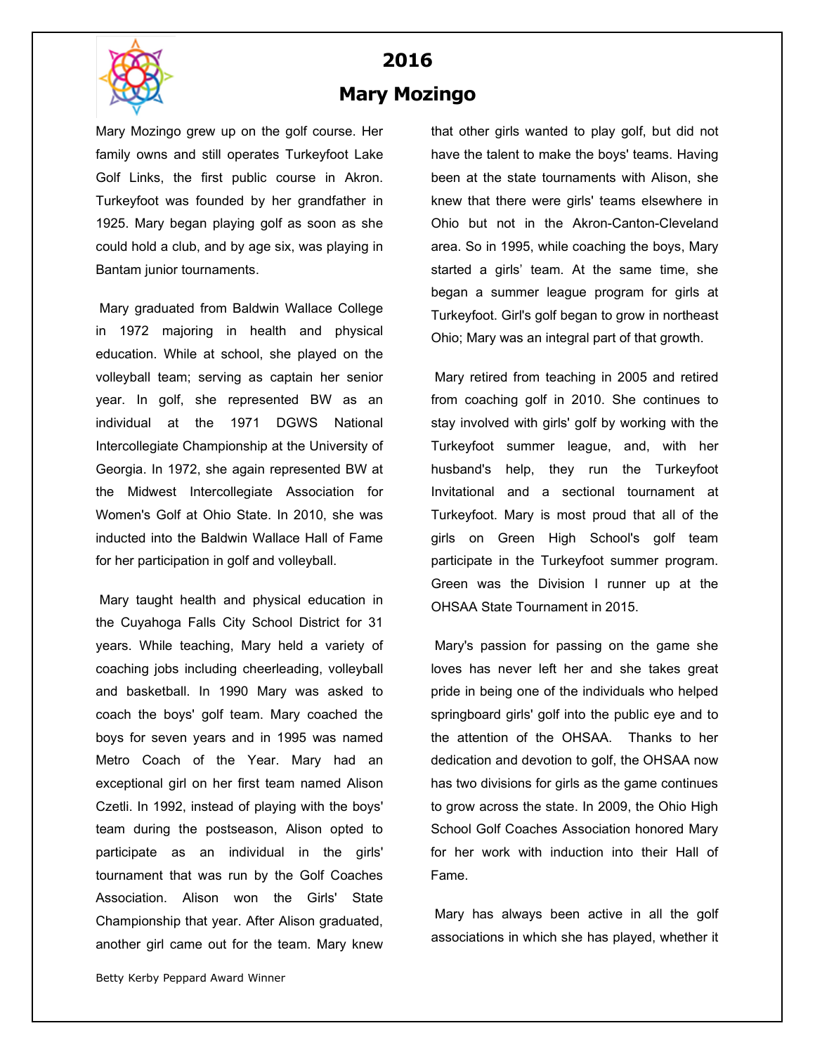# 2016

## Mary Mozingo

Mary Mozingo grew up on the golf course. Her family owns and still operates Turkeyfoot Lake Golf Links, the first public course in Akron. Turkeyfoot was founded by her grandfather in 1925. Mary began playing golf as soon as she could hold a club, and by age six, was playing in Bantam junior tournaments.

Mary graduated from Baldwin Wallace College in 1972 majoring in health and physical education. While at school, she played on the volleyball team; serving as captain her senior year. In golf, she represented BW as an individual at the 1971 DGWS National Intercollegiate Championship at the University of Georgia. In 1972, she again represented BW at the Midwest Intercollegiate Association for Women's Golf at Ohio State. In 2010, she was inducted into the Baldwin Wallace Hall of Fame for her participation in golf and volleyball.

Mary taught health and physical education in the Cuyahoga Falls City School District for 31 years. While teaching, Mary held a variety of coaching jobs including cheerleading, volleyball and basketball. In 1990 Mary was asked to coach the boys' golf team. Mary coached the boys for seven years and in 1995 was named Metro Coach of the Year. Mary had an exceptional girl on her first team named Alison Czetli. In 1992, instead of playing with the boys' team during the postseason, Alison opted to participate as an individual in the girls' tournament that was run by the Golf Coaches Association. Alison won the Girls' State Championship that year. After Alison graduated, another girl came out for the team. Mary knew that other girls wanted to play golf, but did not have the talent to make the boys' teams. Having been at the state tournaments with Alison, she knew that there were girls' teams elsewhere in Ohio but not in the Akron-Canton-Cleveland area. So in 1995, while coaching the boys, Mary started a girls' team. At the same time, she began a summer league program for girls at Turkeyfoot. Girl's golf began to grow in northeast Ohio; Mary was an integral part of that growth.

Mary retired from teaching in 2005 and retired from coaching golf in 2010. She continues to stay involved with girls' golf by working with the Turkeyfoot summer league, and, with her husband's help, they run the Turkeyfoot Invitational and a sectional tournament at Turkeyfoot. Mary is most proud that all of the girls on Green High School's golf team participate in the Turkeyfoot summer program. Green was the Division I runner up at the OHSAA State Tournament in 2015.

Mary's passion for passing on the game she loves has never left her and she takes great pride in being one of the individuals who helped springboard girls' golf into the public eye and to the attention of the OHSAA. Thanks to her dedication and devotion to golf, the OHSAA now has two divisions for girls as the game continues to grow across the state. In 2009, the Ohio High School Golf Coaches Association honored Mary for her work with induction into their Hall of Fame.

Mary has always been active in all the golf associations in which she has played, whether it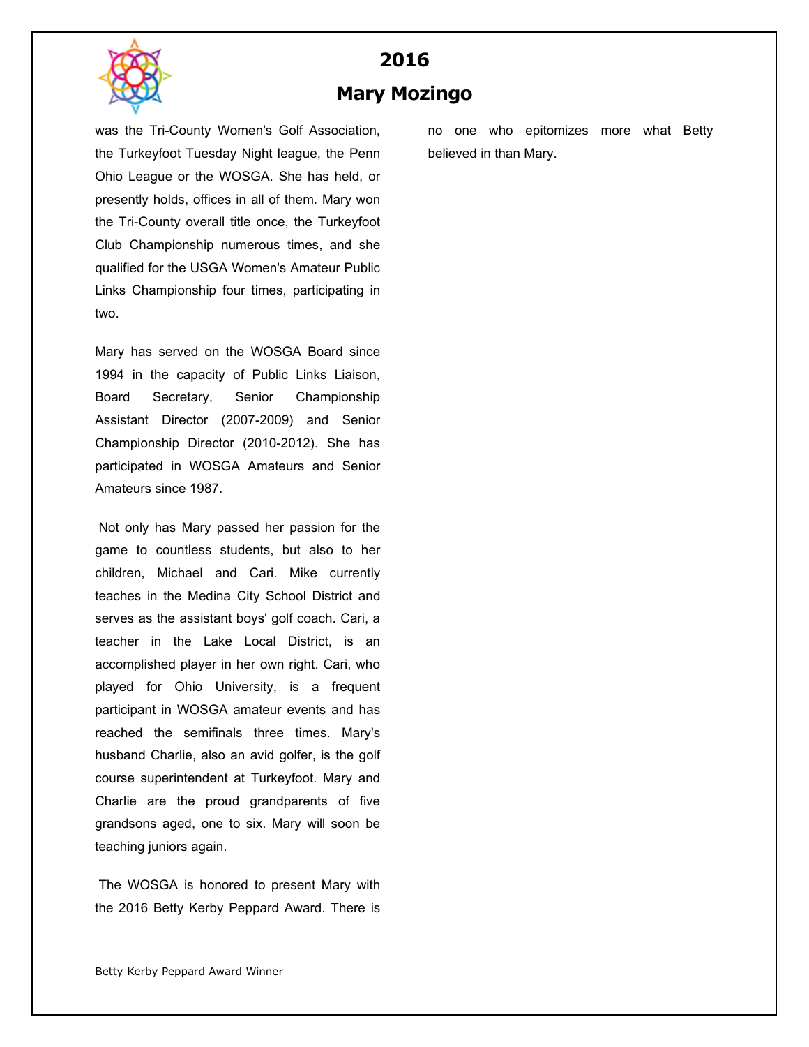# 2016

## Mary Mozingo

was the Tri-County Women's Golf Association, the Turkeyfoot Tuesday Night league, the Penn Ohio League or the WOSGA. She has held, or presently holds, offices in all of them. Mary won the Tri-County overall title once, the Turkeyfoot Club Championship numerous times, and she qualified for the USGA Women's Amateur Public Links Championship four times, participating in two.

Mary has served on the WOSGA Board since 1994 in the capacity of Public Links Liaison, Board Secretary, Senior Championship Assistant Director (2007-2009) and Senior Championship Director (2010-2012). She has participated in WOSGA Amateurs and Senior Amateurs since 1987.

Not only has Mary passed her passion for the game to countless students, but also to her children, Michael and Cari. Mike currently teaches in the Medina City School District and serves as the assistant boys' golf coach. Cari, a teacher in the Lake Local District, is an accomplished player in her own right. Cari, who played for Ohio University, is a frequent participant in WOSGA amateur events and has reached the semifinals three times. Mary's husband Charlie, also an avid golfer, is the golf course superintendent at Turkeyfoot. Mary and Charlie are the proud grandparents of five grandsons aged, one to six. Mary will soon be teaching juniors again.

The WOSGA is honored to present Mary with the 2016 Betty Kerby Peppard Award. There is no one who epitomizes more what Betty believed in than Mary.